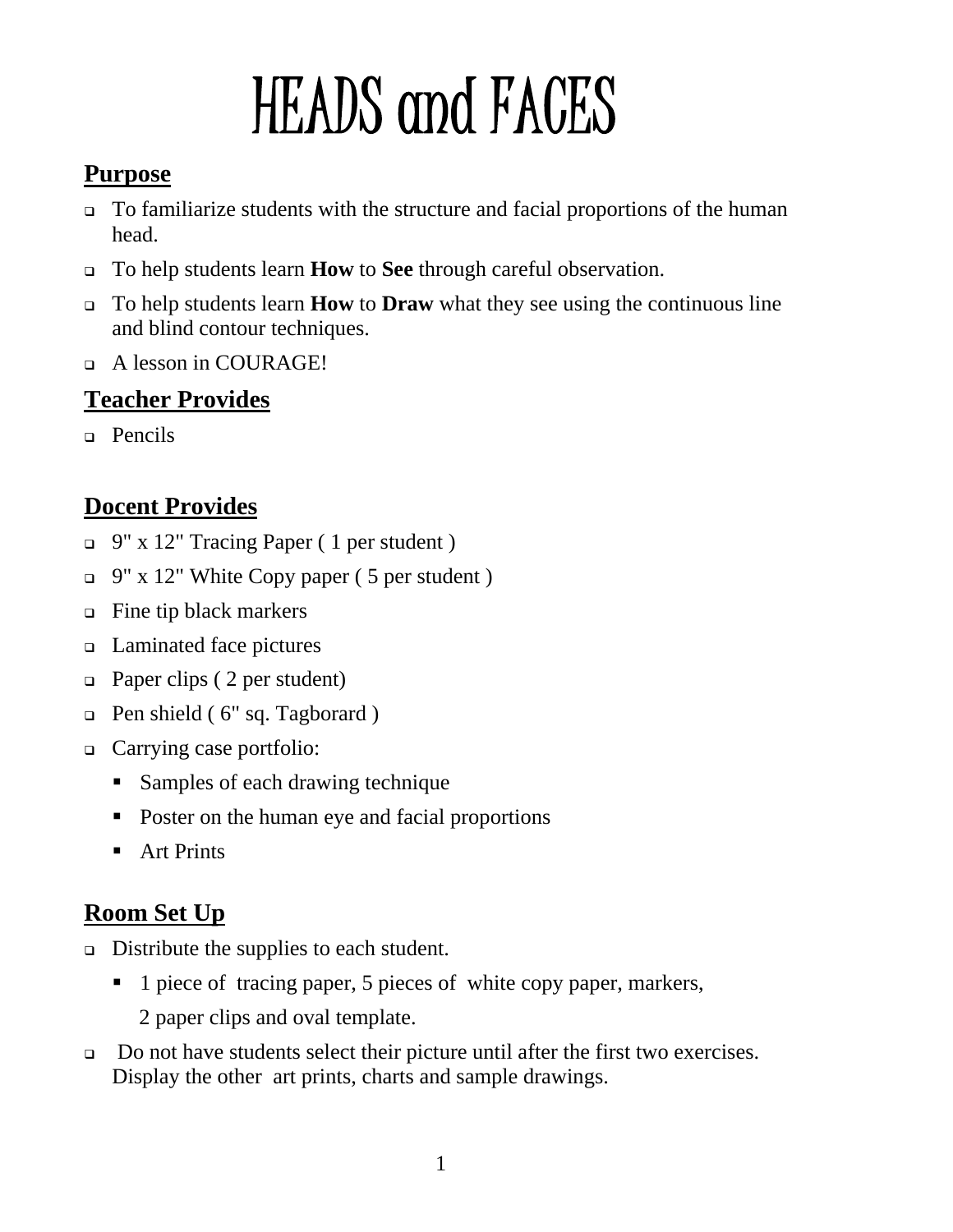# HEADS and FACES

## Purpose

- To familiarize students with the structure and facial proportions of the human head.
- To help students learn **How** to **See** through careful observation.
- To help students learn **How** to **Draw** what they see using the continuous line and blind contour techniques.
- A lesson in COURAGE!

## Teacher Provides

- Pencils

## Docent Provides

- 9" x 12" Tracing Paper ( 1 per student )
- 9" x 12" White Copy paper ( 5 per student )
- Fine tip black markers
- Laminated face pictures
- Paper clips ( 2 per student)
- Pen shield ( 6" sq. Tagborard )
- Carrying case portfolio:
  - Samples of each drawing technique
  - Poster on the human eye and facial proportions
  - Art Prints

## Room Set Up

- Distribute the supplies to each student.
  - 1 piece of tracing paper, 5 pieces of white copy paper, markers, 2 paper clips and oval template.
- Do not have students select their picture until after the first two exercises. Display the other art prints, charts and sample drawings.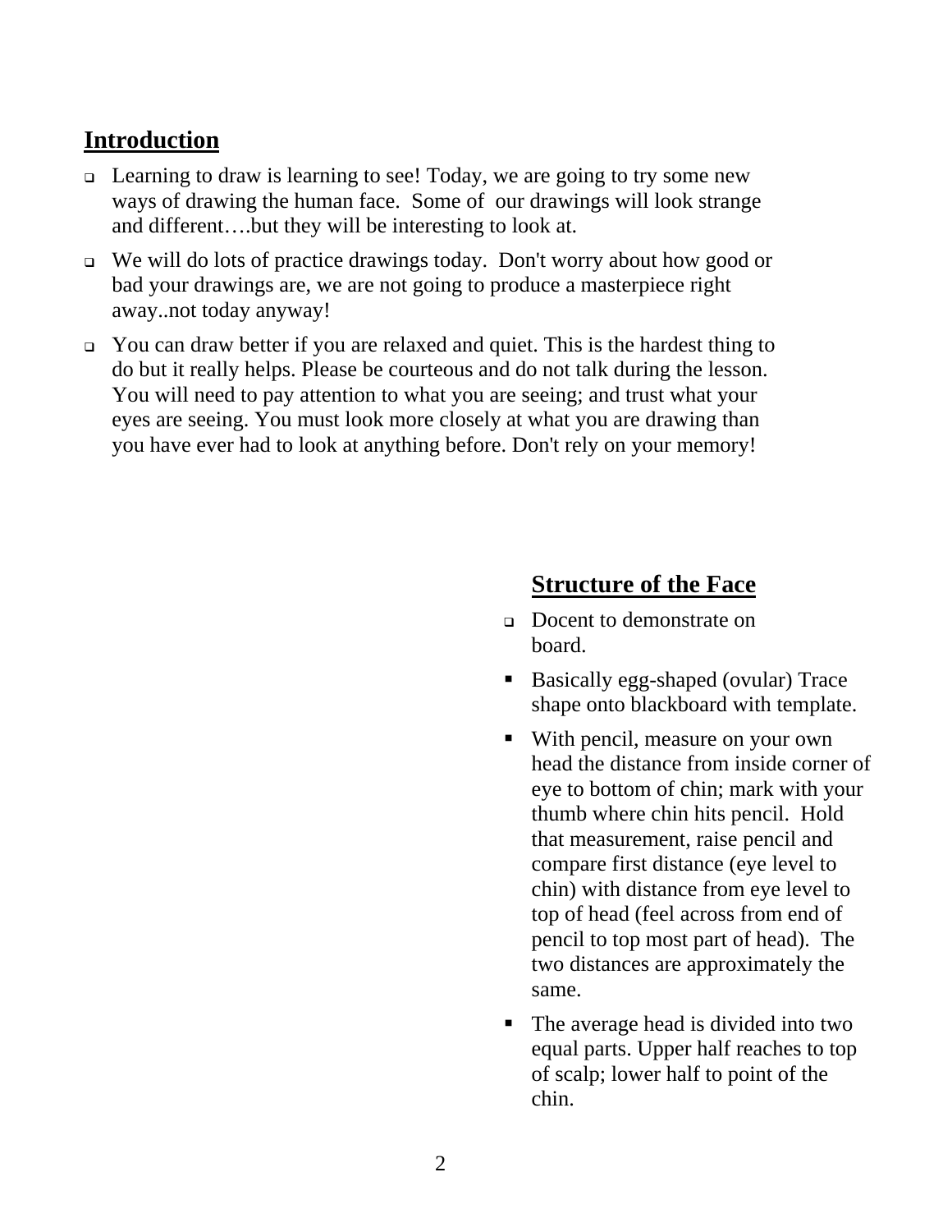## Introduction

- Learning to draw is learning to see! Today, we are going to try some new ways of drawing the human face. Some of our drawings will look strange and different….but they will be interesting to look at.
- We will do lots of practice drawings today. Don't worry about how good or bad your drawings are, we are not going to produce a masterpiece right away..not today anyway!
- You can draw better if you are relaxed and quiet. This is the hardest thing to do but it really helps. Please be courteous and do not talk during the lesson. You will need to pay attention to what you are seeing; and trust what your eyes are seeing. You must look more closely at what you are drawing than you have ever had to look at anything before. Don't rely on your memory!

## Structure of the Face

- Docent to demonstrate on board.
- Basically egg-shaped (ovular) Trace shape onto blackboard with template.
- With pencil, measure on your own head the distance from inside corner of eye to bottom of chin; mark with your thumb where chin hits pencil. Hold that measurement, raise pencil and compare first distance (eye level to chin) with distance from eye level to top of head (feel across from end of pencil to top most part of head). The two distances are approximately the same.
- The average head is divided into two equal parts. Upper half reaches to top of scalp; lower half to point of the chin.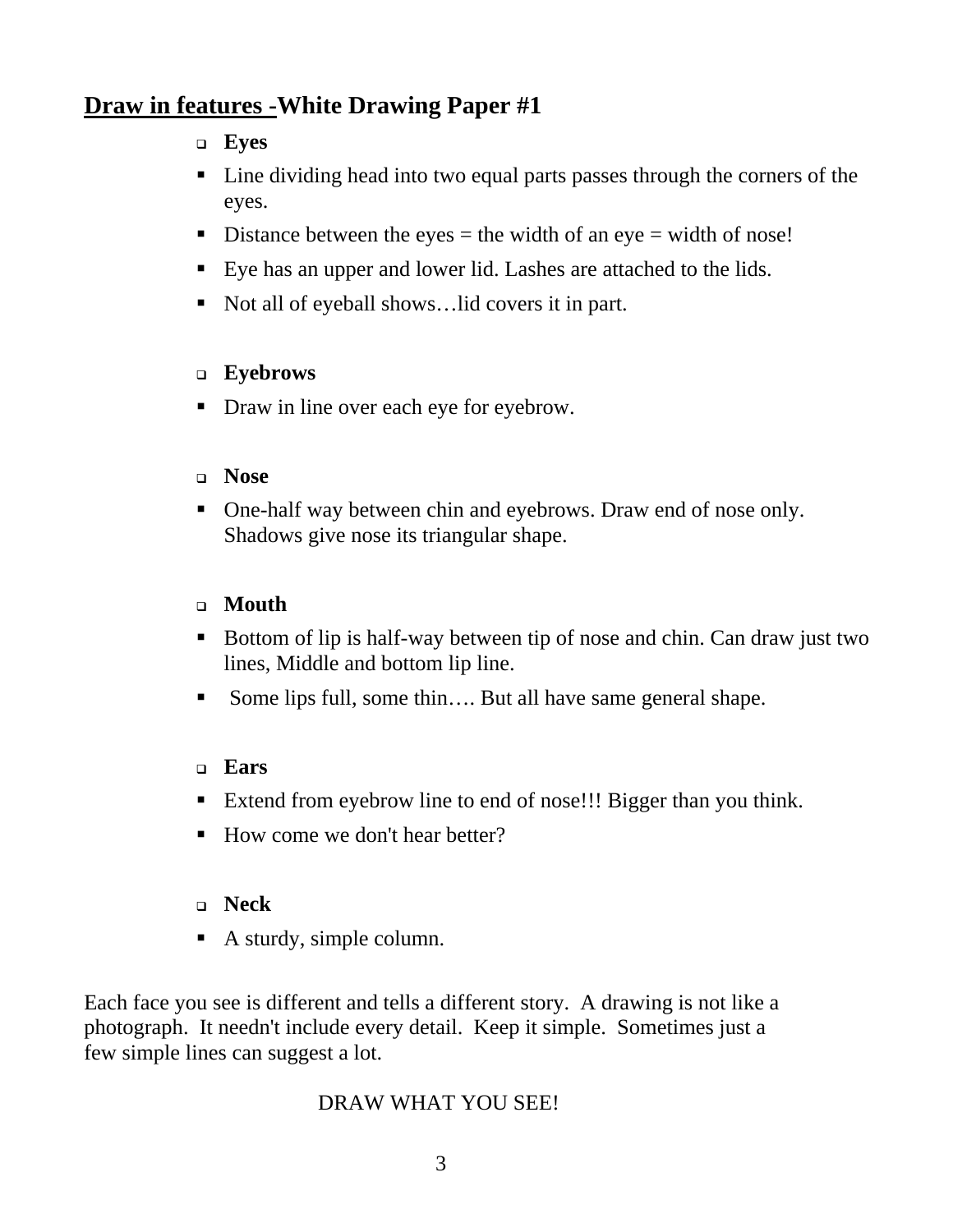## Draw in features -White Drawing Paper #1

- **Eyes**
  - Line dividing head into two equal parts passes through the corners of the eyes.
  - Distance between the eyes = the width of an eye = width of nose!
  - Eye has an upper and lower lid. Lashes are attached to the lids.
  - Not all of eyeball shows…lid covers it in part.

- **Eyebrows**
  - Draw in line over each eye for eyebrow.

- **Nose**
  - One-half way between chin and eyebrows. Draw end of nose only. Shadows give nose its triangular shape.

- **Mouth**
  - Bottom of lip is half-way between tip of nose and chin. Can draw just two lines, Middle and bottom lip line.
  - Some lips full, some thin…. But all have same general shape.

- **Ears**
  - Extend from eyebrow line to end of nose!!! Bigger than you think.
  - How come we don't hear better?

- **Neck**
  - A sturdy, simple column.

Each face you see is different and tells a different story. A drawing is not like a photograph. It needn't include every detail. Keep it simple. Sometimes just a few simple lines can suggest a lot.

DRAW WHAT YOU SEE!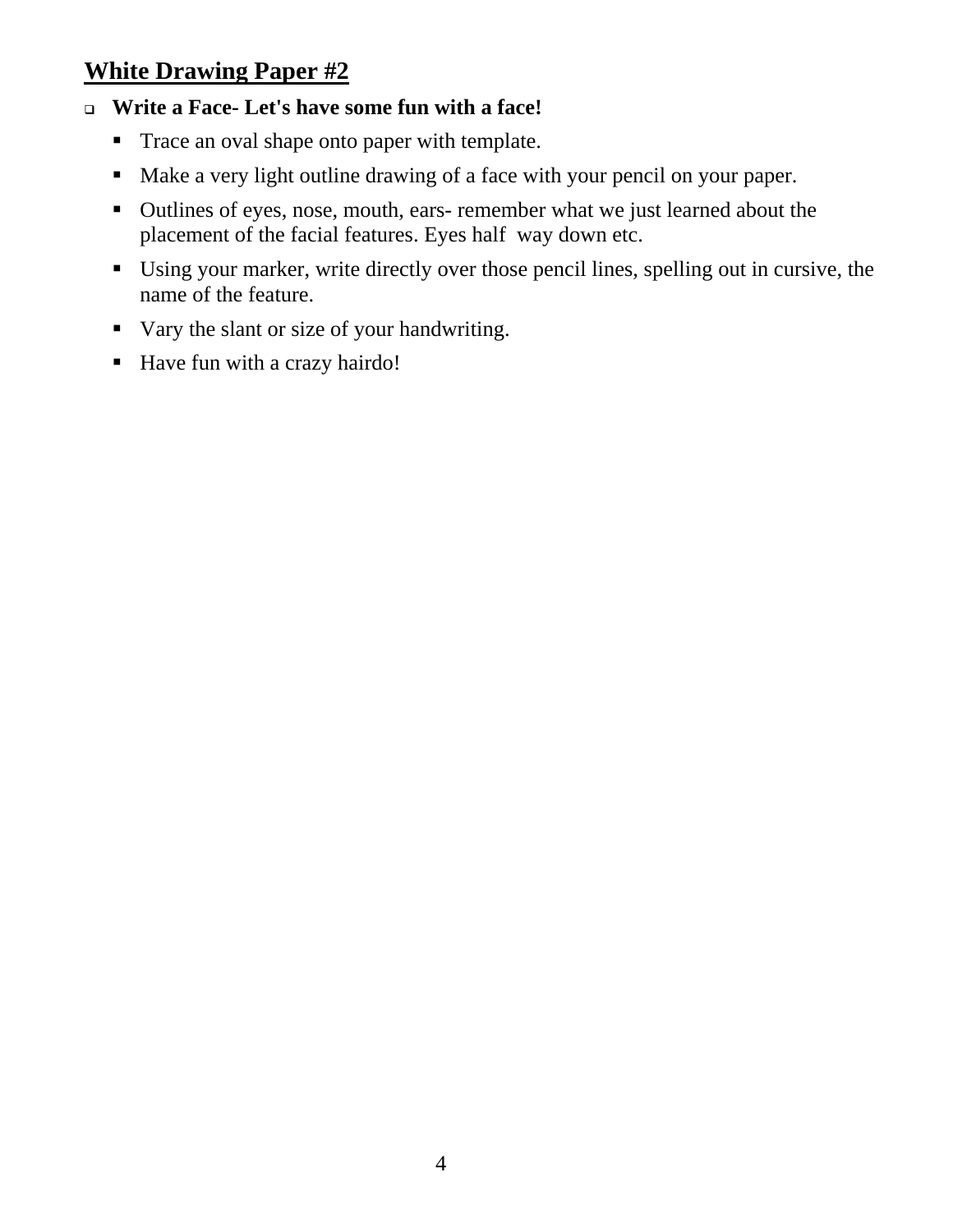## White Drawing Paper #2

- **Write a Face- Let's have some fun with a face!**
  - Trace an oval shape onto paper with template.
  - Make a very light outline drawing of a face with your pencil on your paper.
  - Outlines of eyes, nose, mouth, ears- remember what we just learned about the placement of the facial features. Eyes half way down etc.
  - Using your marker, write directly over those pencil lines, spelling out in cursive, the name of the feature.
  - Vary the slant or size of your handwriting.
  - Have fun with a crazy hairdo!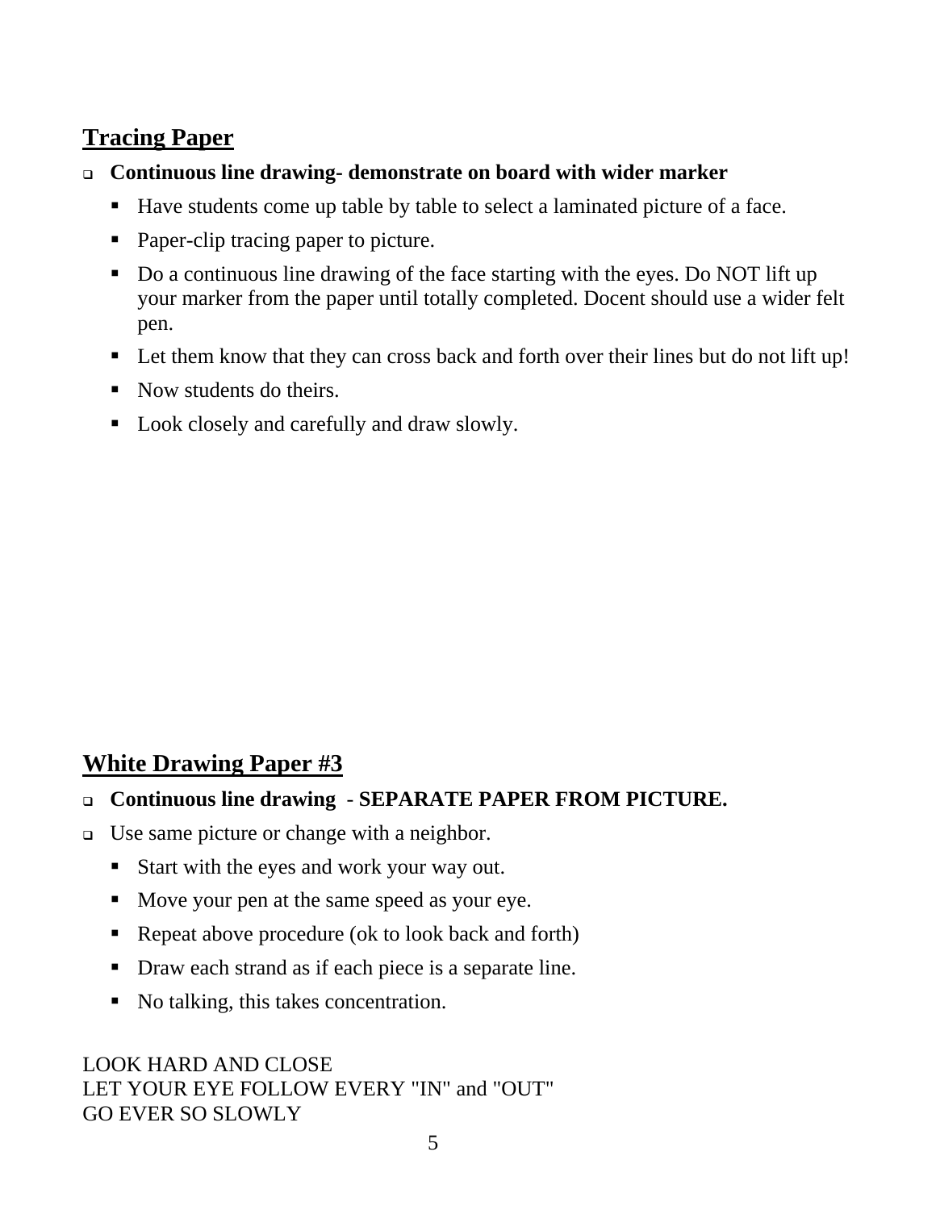## Tracing Paper

- **Continuous line drawing- demonstrate on board with wider marker**
  - Have students come up table by table to select a laminated picture of a face.
  - Paper-clip tracing paper to picture.
  - Do a continuous line drawing of the face starting with the eyes. Do NOT lift up your marker from the paper until totally completed. Docent should use a wider felt pen.
  - Let them know that they can cross back and forth over their lines but do not lift up!
  - Now students do theirs.
  - Look closely and carefully and draw slowly.

## White Drawing Paper #3

- **Continuous line drawing - SEPARATE PAPER FROM PICTURE.**
- Use same picture or change with a neighbor.
  - Start with the eyes and work your way out.
  - Move your pen at the same speed as your eye.
  - Repeat above procedure (ok to look back and forth)
  - Draw each strand as if each piece is a separate line.
  - No talking, this takes concentration.

LOOK HARD AND CLOSE
LET YOUR EYE FOLLOW EVERY "IN" and "OUT"
GO EVER SO SLOWLY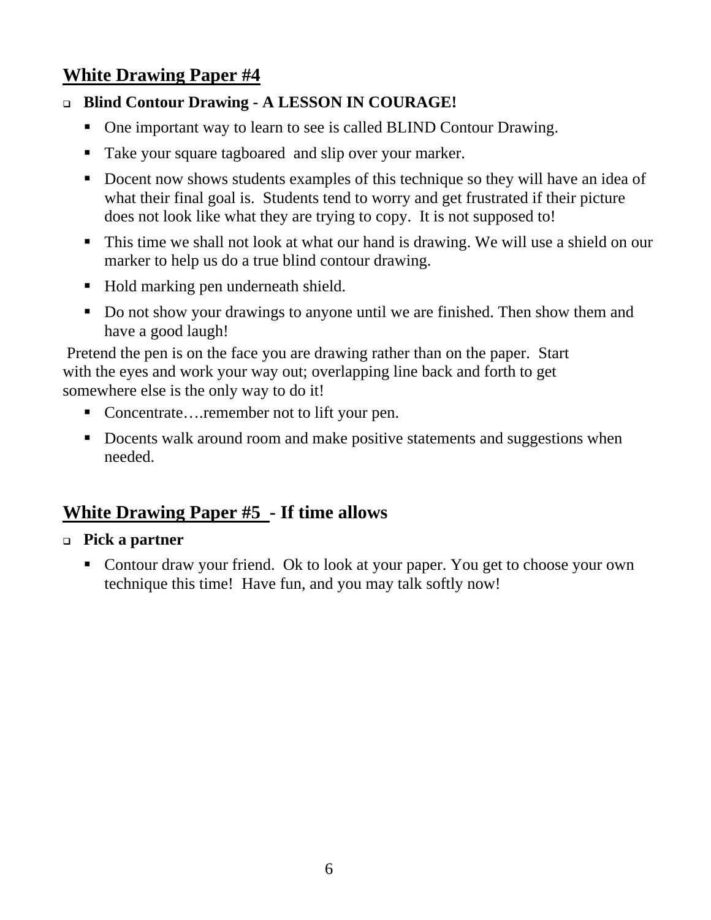## White Drawing Paper #4

- **Blind Contour Drawing - A LESSON IN COURAGE!**
  - One important way to learn to see is called BLIND Contour Drawing.
  - Take your square tagboared  and slip over your marker.
  - Docent now shows students examples of this technique so they will have an idea of what their final goal is.  Students tend to worry and get frustrated if their picture does not look like what they are trying to copy.  It is not supposed to!
  - This time we shall not look at what our hand is drawing. We will use a shield on our marker to help us do a true blind contour drawing.
  - Hold marking pen underneath shield.
  - Do not show your drawings to anyone until we are finished. Then show them and have a good laugh!

Pretend the pen is on the face you are drawing rather than on the paper.  Start with the eyes and work your way out; overlapping line back and forth to get somewhere else is the only way to do it!

  - Concentrate….remember not to lift your pen.
  - Docents walk around room and make positive statements and suggestions when needed.

## White Drawing Paper #5 - If time allows

- **Pick a partner**
  - Contour draw your friend.  Ok to look at your paper. You get to choose your own technique this time!  Have fun, and you may talk softly now!